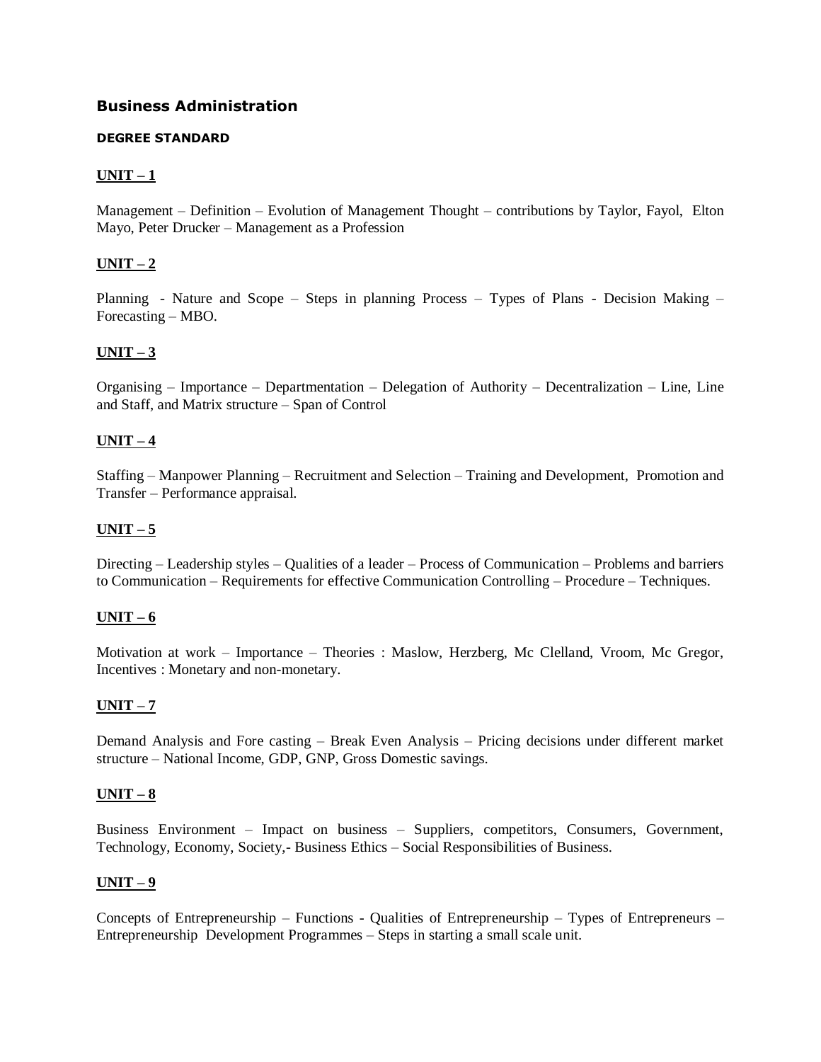## Business Administration

**DEGREE STANDARD**

### UNIT – 1

Management – Definition – Evolution of Management Thought – contributions by Taylor, Fayol, Elton Mayo, Peter Drucker – Management as a Profession

### UNIT – 2

Planning - Nature and Scope – Steps in planning Process – Types of Plans - Decision Making – Forecasting – MBO.

### UNIT – 3

Organising – Importance – Departmentation – Delegation of Authority – Decentralization – Line, Line and Staff, and Matrix structure – Span of Control

### UNIT – 4

Staffing – Manpower Planning – Recruitment and Selection – Training and Development, Promotion and Transfer – Performance appraisal.

### UNIT – 5

Directing – Leadership styles – Qualities of a leader – Process of Communication – Problems and barriers to Communication – Requirements for effective Communication Controlling – Procedure – Techniques.

### UNIT – 6

Motivation at work – Importance – Theories : Maslow, Herzberg, Mc Clelland, Vroom, Mc Gregor, Incentives : Monetary and non-monetary.

### UNIT – 7

Demand Analysis and Fore casting – Break Even Analysis – Pricing decisions under different market structure – National Income, GDP, GNP, Gross Domestic savings.

### UNIT – 8

Business Environment – Impact on business – Suppliers, competitors, Consumers, Government, Technology, Economy, Society,- Business Ethics – Social Responsibilities of Business.

### UNIT – 9

Concepts of Entrepreneurship – Functions - Qualities of Entrepreneurship – Types of Entrepreneurs – Entrepreneurship Development Programmes – Steps in starting a small scale unit.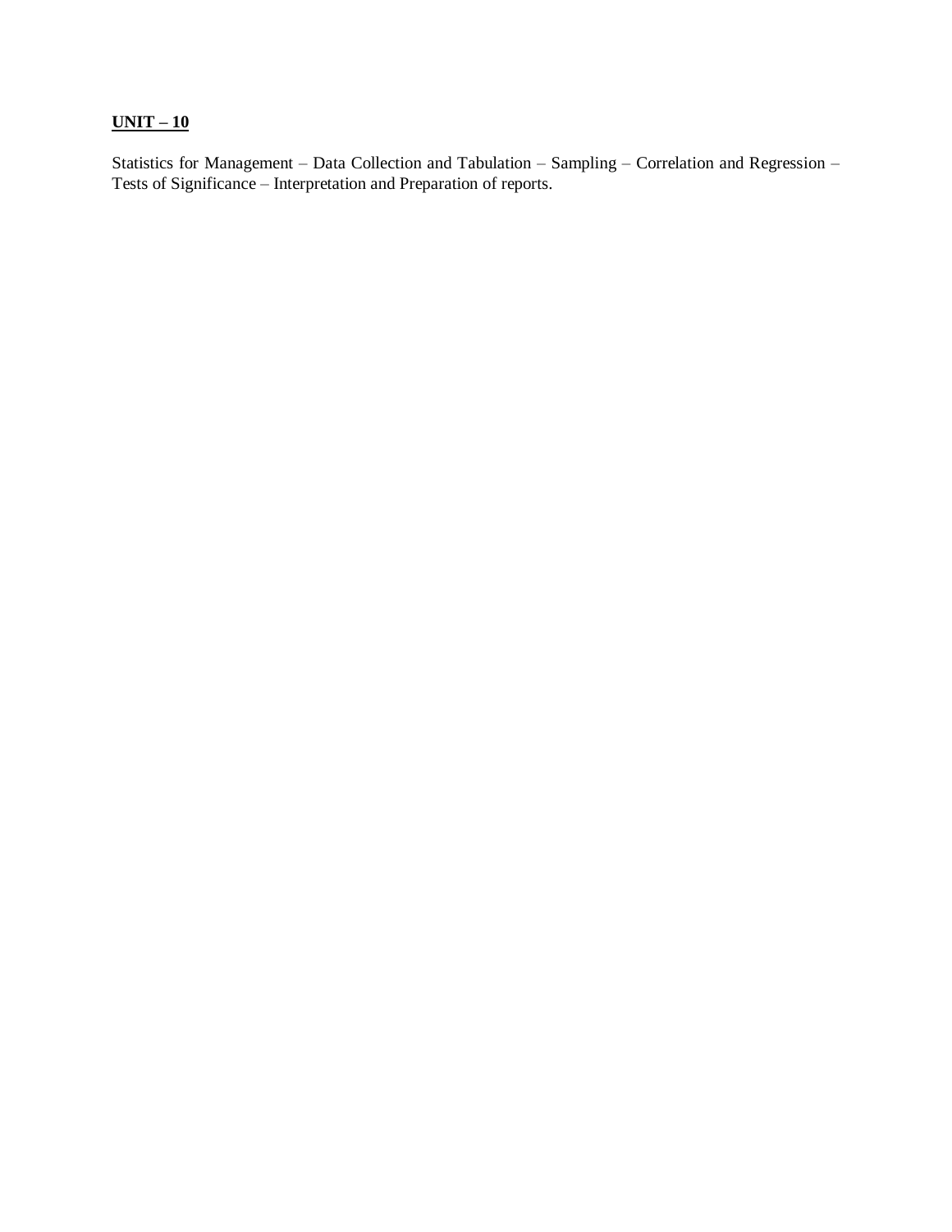**UNIT – 10**

Statistics for Management – Data Collection and Tabulation – Sampling – Correlation and Regression – Tests of Significance – Interpretation and Preparation of reports.